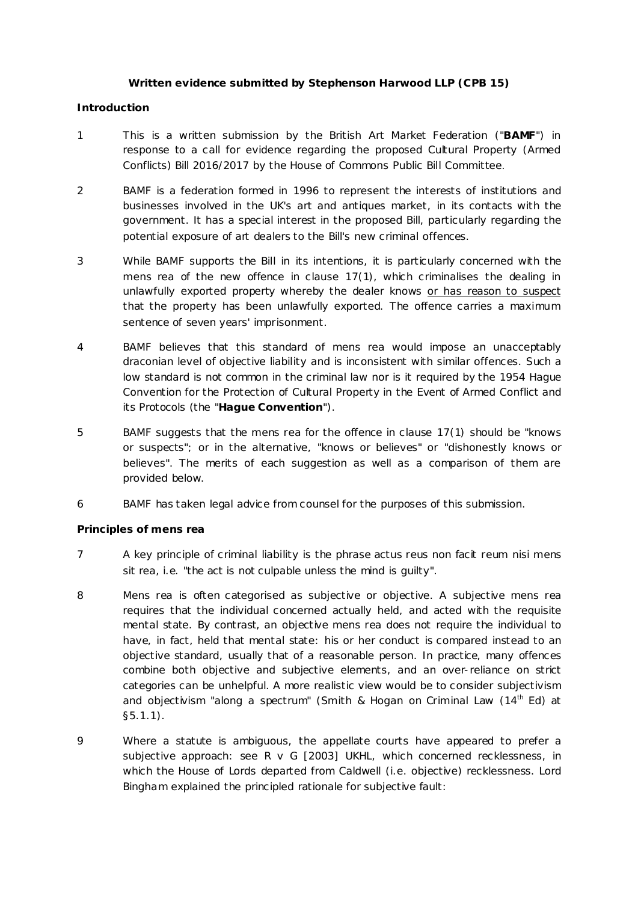**Written evidence submitted by Stephenson Harwood LLP (CPB 15)**

**Introduction**

1 This is a written submission by the British Art Market Federation ("**BAMF**") in response to a call for evidence regarding the proposed Cultural Property (Armed Conflicts) Bill 2016/2017 by the House of Commons Public Bill Committee.

2 BAMF is a federation formed in 1996 to represent the interests of institutions and businesses involved in the UK's art and antiques market, in its contacts with the government. It has a special interest in the proposed Bill, particularly regarding the potential exposure of art dealers to the Bill's new criminal offences.

3 While BAMF supports the Bill in its intentions, it is particularly concerned with the mens rea of the new offence in clause 17(1), which criminalises the dealing in unlawfully exported property whereby the dealer knows <u>or has reason to suspect</u> that the property has been unlawfully exported. The offence carries a maximum sentence of seven years' imprisonment.

4 BAMF believes that this standard of mens rea would impose an unacceptably draconian level of objective liability and is inconsistent with similar offences. Such a low standard is not common in the criminal law nor is it required by the 1954 Hague Convention for the Protection of Cultural Property in the Event of Armed Conflict and its Protocols (the "**Hague Convention**").

5 BAMF suggests that the mens rea for the offence in clause 17(1) should be "knows or suspects"; or in the alternative, "knows or believes" or "dishonestly knows or believes". The merits of each suggestion as well as a comparison of them are provided below.

6 BAMF has taken legal advice from counsel for the purposes of this submission.

**Principles of mens rea**

7 A key principle of criminal liability is the phrase actus reus non facit reum nisi mens sit rea, i.e. "the act is not culpable unless the mind is guilty".

8 Mens rea is often categorised as subjective or objective. A subjective mens rea requires that the individual concerned actually held, and acted with the requisite mental state. By contrast, an objective mens rea does not require the individual to have, in fact, held that mental state: his or her conduct is compared instead to an objective standard, usually that of a reasonable person. In practice, many offences combine both objective and subjective elements, and an over-reliance on strict categories can be unhelpful. A more realistic view would be to consider subjectivism and objectivism "along a spectrum" (Smith & Hogan on Criminal Law (14th Ed) at §5.1.1).

9 Where a statute is ambiguous, the appellate courts have appeared to prefer a subjective approach: see R v G [2003] UKHL, which concerned recklessness, in which the House of Lords departed from Caldwell (i.e. objective) recklessness. Lord Bingham explained the principled rationale for subjective fault: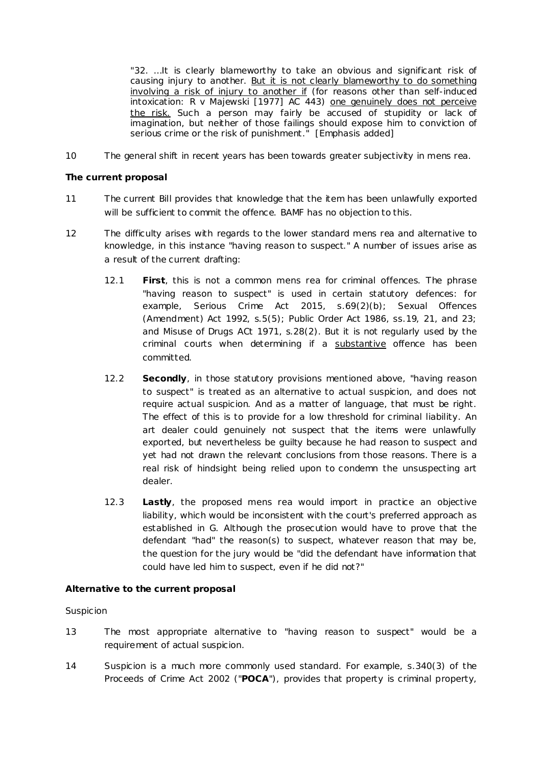> "32. ...It is clearly blameworthy to take an obvious and significant risk of causing injury to another. <u>But it is not clearly blameworthy to do something involving a risk of injury to another if</u> (for reasons other than self-induced intoxication: R v Majewski [1977] AC 443) <u>one genuinely does not perceive the risk.</u> Such a person may fairly be accused of stupidity or lack of imagination, but neither of those failings should expose him to conviction of serious crime or the risk of punishment." [Emphasis added]

10 The general shift in recent years has been towards greater subjectivity in mens rea.

**The current proposal**

11 The current Bill provides that knowledge that the item has been unlawfully exported will be sufficient to commit the offence. BAMF has no objection to this.

12 The difficulty arises with regards to the lower standard mens rea and alternative to knowledge, in this instance "having reason to suspect." A number of issues arise as a result of the current drafting:

12.1 **First**, this is not a common mens rea for criminal offences. The phrase "having reason to suspect" is used in certain statutory defences: for example, Serious Crime Act 2015, s.69(2)(b); Sexual Offences (Amendment) Act 1992, s.5(5); Public Order Act 1986, ss.19, 21, and 23; and Misuse of Drugs ACt 1971, s.28(2). But it is not regularly used by the criminal courts when determining if a <u>substantive</u> offence has been committed.

12.2 **Secondly**, in those statutory provisions mentioned above, "having reason to suspect" is treated as an alternative to actual suspicion, and does not require actual suspicion. And as a matter of language, that must be right. The effect of this is to provide for a low threshold for criminal liability. An art dealer could genuinely not suspect that the items were unlawfully exported, but nevertheless be guilty because he had reason to suspect and yet had not drawn the relevant conclusions from those reasons. There is a real risk of hindsight being relied upon to condemn the unsuspecting art dealer.

12.3 **Lastly**, the proposed mens rea would import in practice an objective liability, which would be inconsistent with the court's preferred approach as established in G. Although the prosecution would have to prove that the defendant "had" the reason(s) to suspect, whatever reason that may be, the question for the jury would be "did the defendant have information that could have led him to suspect, even if he did not?"

**Alternative to the current proposal**

Suspicion

13 The most appropriate alternative to "having reason to suspect" would be a requirement of actual suspicion.

14 Suspicion is a much more commonly used standard. For example, s.340(3) of the Proceeds of Crime Act 2002 ("**POCA**"), provides that property is criminal property,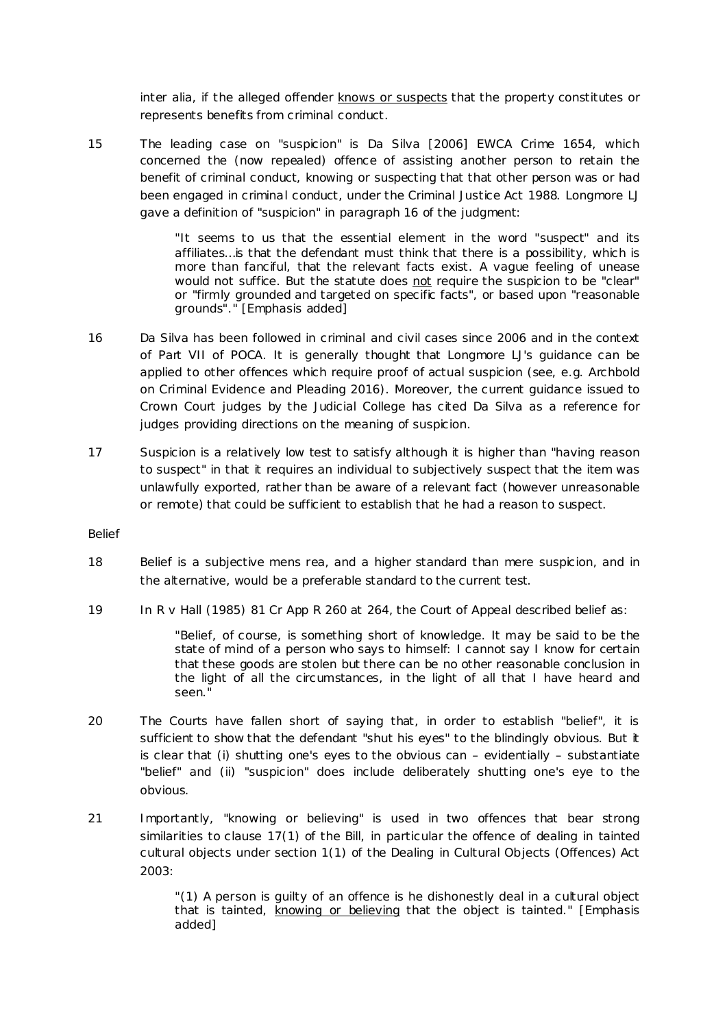inter alia, if the alleged offender <u>knows or suspects</u> that the property constitutes or represents benefits from criminal conduct.

15 The leading case on "suspicion" is Da Silva [2006] EWCA Crime 1654, which concerned the (now repealed) offence of assisting another person to retain the benefit of criminal conduct, knowing or suspecting that that other person was or had been engaged in criminal conduct, under the Criminal Justice Act 1988. Longmore LJ gave a definition of "suspicion" in paragraph 16 of the judgment:

> "It seems to us that the essential element in the word "suspect" and its affiliates...is that the defendant must think that there is a possibility, which is more than fanciful, that the relevant facts exist. A vague feeling of unease would not suffice. But the statute does <u>not</u> require the suspicion to be "clear" or "firmly grounded and targeted on specific facts", or based upon "reasonable grounds"." [Emphasis added]

16 Da Silva has been followed in criminal and civil cases since 2006 and in the context of Part VII of POCA. It is generally thought that Longmore LJ's guidance can be applied to other offences which require proof of actual suspicion (see, e.g. Archbold on Criminal Evidence and Pleading 2016). Moreover, the current guidance issued to Crown Court judges by the Judicial College has cited Da Silva as a reference for judges providing directions on the meaning of suspicion.

17 Suspicion is a relatively low test to satisfy although it is higher than "having reason to suspect" in that it requires an individual to subjectively suspect that the item was unlawfully exported, rather than be aware of a relevant fact (however unreasonable or remote) that could be sufficient to establish that he had a reason to suspect.

Belief

18 Belief is a subjective mens rea, and a higher standard than mere suspicion, and in the alternative, would be a preferable standard to the current test.

19 In R v Hall (1985) 81 Cr App R 260 at 264, the Court of Appeal described belief as:

> "Belief, of course, is something short of knowledge. It may be said to be the state of mind of a person who says to himself: I cannot say I know for certain that these goods are stolen but there can be no other reasonable conclusion in the light of all the circumstances, in the light of all that I have heard and seen."

20 The Courts have fallen short of saying that, in order to establish "belief", it is sufficient to show that the defendant "shut his eyes" to the blindingly obvious. But it is clear that (i) shutting one's eyes to the obvious can – evidentially – substantiate "belief" and (ii) "suspicion" does include deliberately shutting one's eye to the obvious.

21 Importantly, "knowing or believing" is used in two offences that bear strong similarities to clause 17(1) of the Bill, in particular the offence of dealing in tainted cultural objects under section 1(1) of the Dealing in Cultural Objects (Offences) Act 2003:

> "(1) A person is guilty of an offence is he dishonestly deal in a cultural object that is tainted, <u>knowing or believing</u> that the object is tainted." [Emphasis added]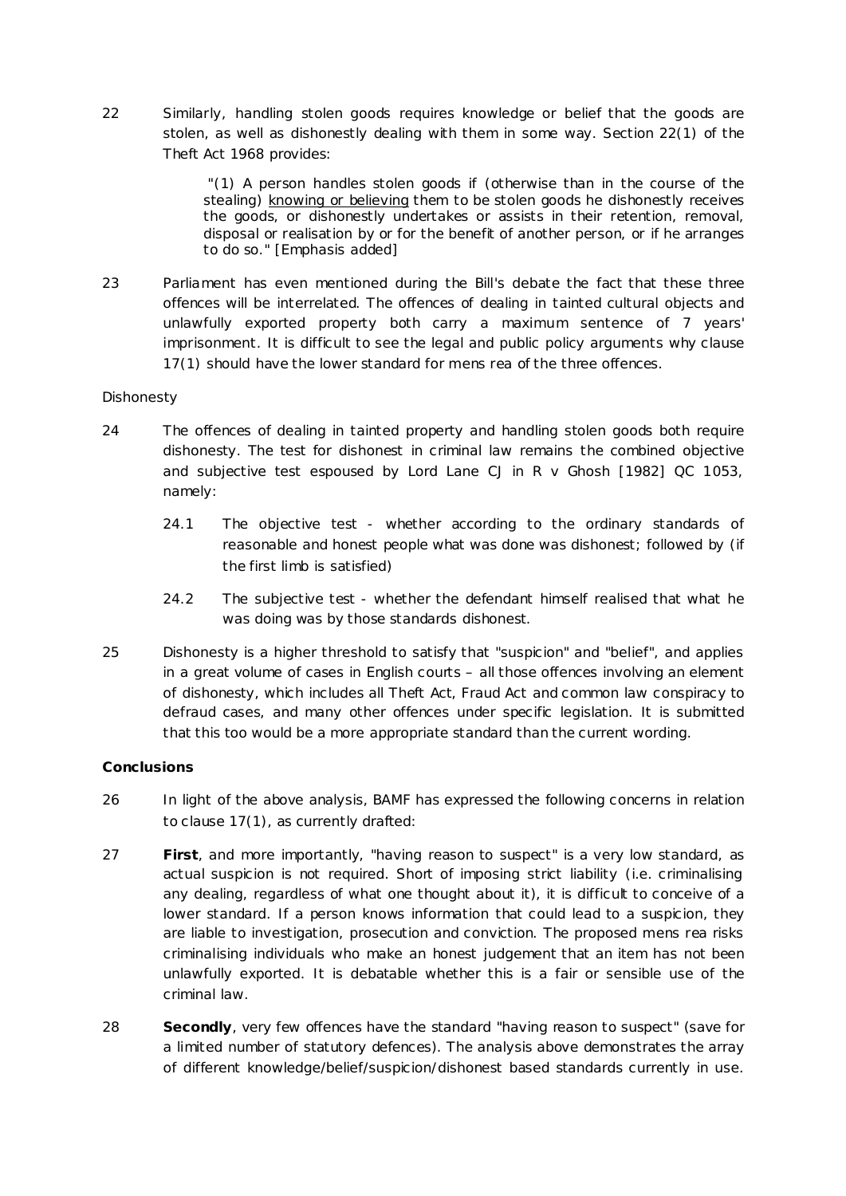22 Similarly, handling stolen goods requires knowledge or belief that the goods are stolen, as well as dishonestly dealing with them in some way. Section 22(1) of the Theft Act 1968 provides:

> "(1) A person handles stolen goods if (otherwise than in the course of the stealing) <u>knowing or believing</u> them to be stolen goods he dishonestly receives the goods, or dishonestly undertakes or assists in their retention, removal, disposal or realisation by or for the benefit of another person, or if he arranges to do so." [Emphasis added]

23 Parliament has even mentioned during the Bill's debate the fact that these three offences will be interrelated. The offences of dealing in tainted cultural objects and unlawfully exported property both carry a maximum sentence of 7 years' imprisonment. It is difficult to see the legal and public policy arguments why clause 17(1) should have the lower standard for mens rea of the three offences.

Dishonesty

24 The offences of dealing in tainted property and handling stolen goods both require dishonesty. The test for dishonest in criminal law remains the combined objective and subjective test espoused by Lord Lane CJ in R v Ghosh [1982] QC 1053, namely:

24.1 The objective test - whether according to the ordinary standards of reasonable and honest people what was done was dishonest; followed by (if the first limb is satisfied)

24.2 The subjective test - whether the defendant himself realised that what he was doing was by those standards dishonest.

25 Dishonesty is a higher threshold to satisfy that "suspicion" and "belief", and applies in a great volume of cases in English courts – all those offences involving an element of dishonesty, which includes all Theft Act, Fraud Act and common law conspiracy to defraud cases, and many other offences under specific legislation. It is submitted that this too would be a more appropriate standard than the current wording.

**Conclusions**

26 In light of the above analysis, BAMF has expressed the following concerns in relation to clause 17(1), as currently drafted:

27 **First**, and more importantly, "having reason to suspect" is a very low standard, as actual suspicion is not required. Short of imposing strict liability (i.e. criminalising any dealing, regardless of what one thought about it), it is difficult to conceive of a lower standard. If a person knows information that could lead to a suspicion, they are liable to investigation, prosecution and conviction. The proposed mens rea risks criminalising individuals who make an honest judgement that an item has not been unlawfully exported. It is debatable whether this is a fair or sensible use of the criminal law.

28 **Secondly**, very few offences have the standard "having reason to suspect" (save for a limited number of statutory defences). The analysis above demonstrates the array of different knowledge/belief/suspicion/dishonest based standards currently in use.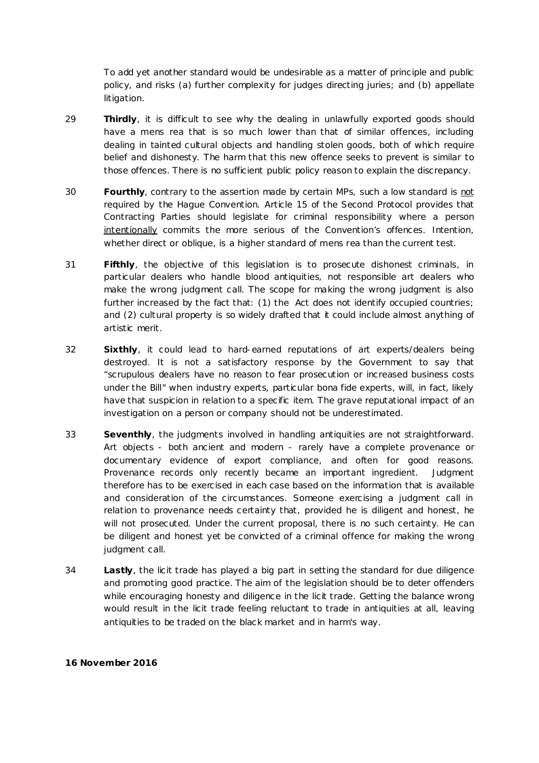To add yet another standard would be undesirable as a matter of principle and public policy, and risks (a) further complexity for judges directing juries; and (b) appellate litigation.

29 **Thirdly**, it is difficult to see why the dealing in unlawfully exported goods should have a mens rea that is so much lower than that of similar offences, including dealing in tainted cultural objects and handling stolen goods, both of which require belief and dishonesty. The harm that this new offence seeks to prevent is similar to those offences. There is no sufficient public policy reason to explain the discrepancy.

30 **Fourthly**, contrary to the assertion made by certain MPs, such a low standard is <u>not</u> required by the Hague Convention. Article 15 of the Second Protocol provides that Contracting Parties should legislate for criminal responsibility where a person <u>intentionally</u> commits the more serious of the Convention's offences. Intention, whether direct or oblique, is a higher standard of mens rea than the current test.

31 **Fifthly**, the objective of this legislation is to prosecute dishonest criminals, in particular dealers who handle blood antiquities, not responsible art dealers who make the wrong judgment call. The scope for making the wrong judgment is also further increased by the fact that: (1) the Act does not identify occupied countries; and (2) cultural property is so widely drafted that it could include almost anything of artistic merit.

32 **Sixthly**, it could lead to hard-earned reputations of art experts/dealers being destroyed. It is not a satisfactory response by the Government to say that "scrupulous dealers have no reason to fear prosecution or increased business costs under the Bill" when industry experts, particular bona fide experts, will, in fact, likely have that suspicion in relation to a specific item. The grave reputational impact of an investigation on a person or company should not be underestimated.

33 **Seventhly**, the judgments involved in handling antiquities are not straightforward. Art objects - both ancient and modern - rarely have a complete provenance or documentary evidence of export compliance, and often for good reasons. Provenance records only recently became an important ingredient. Judgment therefore has to be exercised in each case based on the information that is available and consideration of the circumstances. Someone exercising a judgment call in relation to provenance needs certainty that, provided he is diligent and honest, he will not prosecuted. Under the current proposal, there is no such certainty. He can be diligent and honest yet be convicted of a criminal offence for making the wrong judgment call.

34 **Lastly**, the licit trade has played a big part in setting the standard for due diligence and promoting good practice. The aim of the legislation should be to deter offenders while encouraging honesty and diligence in the licit trade. Getting the balance wrong would result in the licit trade feeling reluctant to trade in antiquities at all, leaving antiquities to be traded on the black market and in harm's way.

**16 November 2016**